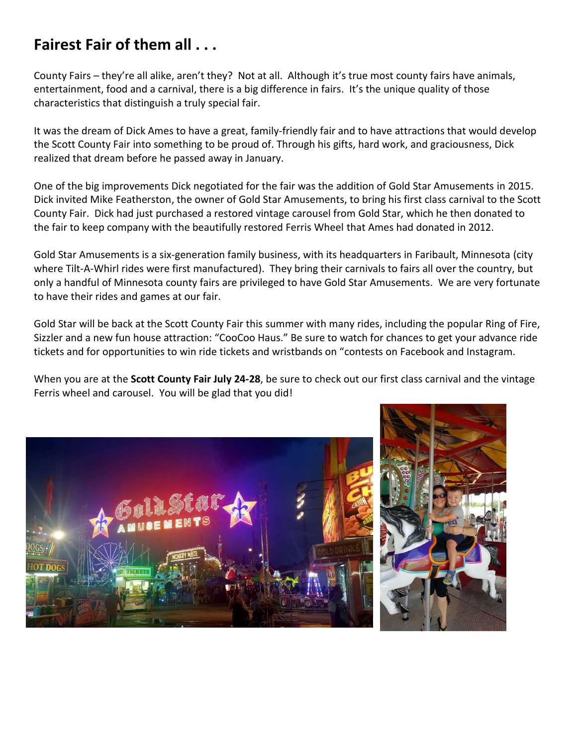## Fairest Fair of them all . . .

County Fairs – they're all alike, aren't they? Not at all. Although it's true most county fairs have animals, entertainment, food and a carnival, there is a big difference in fairs. It's the unique quality of those characteristics that distinguish a truly special fair.

It was the dream of Dick Ames to have a great, family-friendly fair and to have attractions that would develop the Scott County Fair into something to be proud of. Through his gifts, hard work, and graciousness, Dick realized that dream before he passed away in January.

One of the big improvements Dick negotiated for the fair was the addition of Gold Star Amusements in 2015. Dick invited Mike Featherston, the owner of Gold Star Amusements, to bring his first class carnival to the Scott County Fair. Dick had just purchased a restored vintage carousel from Gold Star, which he then donated to the fair to keep company with the beautifully restored Ferris Wheel that Ames had donated in 2012.

Gold Star Amusements is a six-generation family business, with its headquarters in Faribault, Minnesota (city where Tilt-A-Whirl rides were first manufactured). They bring their carnivals to fairs all over the country, but only a handful of Minnesota county fairs are privileged to have Gold Star Amusements. We are very fortunate to have their rides and games at our fair.

Gold Star will be back at the Scott County Fair this summer with many rides, including the popular Ring of Fire, Sizzler and a new fun house attraction: "CooCoo Haus." Be sure to watch for chances to get your advance ride tickets and for opportunities to win ride tickets and wristbands on "contests on Facebook and Instagram.

When you are at the **Scott County Fair July 24-28**, be sure to check out our first class carnival and the vintage Ferris wheel and carousel. You will be glad that you did!